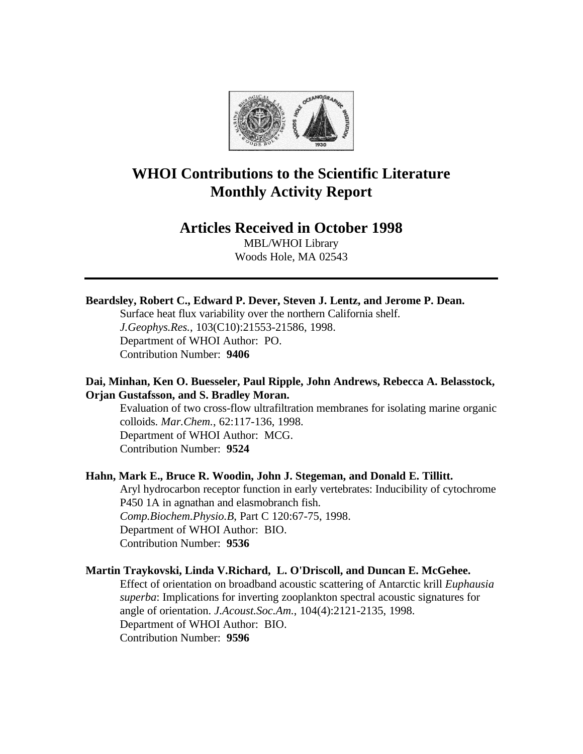# WHOI Contributions to the Scientific Literature
# Monthly Activity Report

## Articles Received in October 1998

MBL/WHOI Library
Woods Hole, MA 02543

---

**Beardsley, Robert C., Edward P. Dever, Steven J. Lentz, and Jerome P. Dean.**
Surface heat flux variability over the northern California shelf.
*J.Geophys.Res.*, 103(C10):21553-21586, 1998.
Department of WHOI Author: PO.
Contribution Number: **9406**

**Dai, Minhan, Ken O. Buesseler, Paul Ripple, John Andrews, Rebecca A. Belasstock, Orjan Gustafsson, and S. Bradley Moran.**
Evaluation of two cross-flow ultrafiltration membranes for isolating marine organic colloids. *Mar.Chem.*, 62:117-136, 1998.
Department of WHOI Author: MCG.
Contribution Number: **9524**

**Hahn, Mark E., Bruce R. Woodin, John J. Stegeman, and Donald E. Tillitt.**
Aryl hydrocarbon receptor function in early vertebrates: Inducibility of cytochrome P450 1A in agnathan and elasmobranch fish.
*Comp.Biochem.Physio.B*, Part C 120:67-75, 1998.
Department of WHOI Author: BIO.
Contribution Number: **9536**

**Martin Traykovski, Linda V.Richard, L. O'Driscoll, and Duncan E. McGehee.**
Effect of orientation on broadband acoustic scattering of Antarctic krill *Euphausia superba*: Implications for inverting zooplankton spectral acoustic signatures for angle of orientation. *J.Acoust.Soc.Am.*, 104(4):2121-2135, 1998.
Department of WHOI Author: BIO.
Contribution Number: **9596**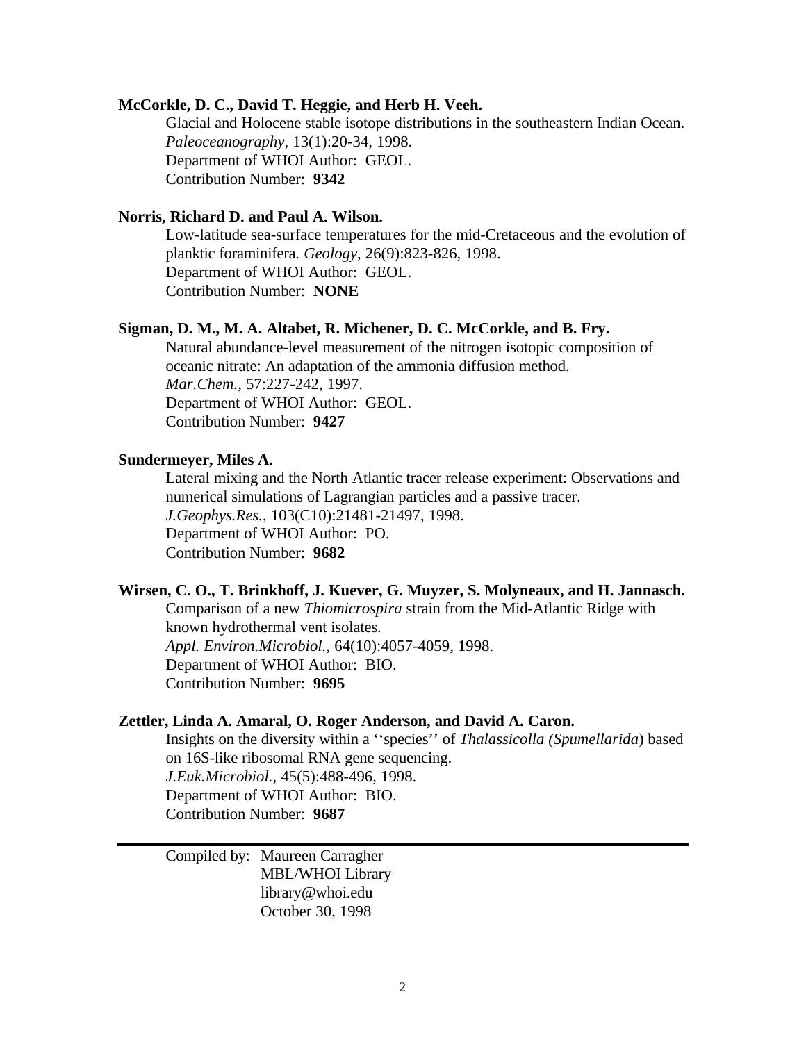**McCorkle, D. C., David T. Heggie, and Herb H. Veeh.**

Glacial and Holocene stable isotope distributions in the southeastern Indian Ocean.
*Paleoceanography*, 13(1):20-34, 1998.
Department of WHOI Author: GEOL.
Contribution Number: **9342**

**Norris, Richard D. and Paul A. Wilson.**

Low-latitude sea-surface temperatures for the mid-Cretaceous and the evolution of planktic foraminifera. *Geology*, 26(9):823-826, 1998.
Department of WHOI Author: GEOL.
Contribution Number: **NONE**

**Sigman, D. M., M. A. Altabet, R. Michener, D. C. McCorkle, and B. Fry.**

Natural abundance-level measurement of the nitrogen isotopic composition of oceanic nitrate: An adaptation of the ammonia diffusion method.
*Mar.Chem.*, 57:227-242, 1997.
Department of WHOI Author: GEOL.
Contribution Number: **9427**

**Sundermeyer, Miles A.**

Lateral mixing and the North Atlantic tracer release experiment: Observations and numerical simulations of Lagrangian particles and a passive tracer.
*J.Geophys.Res.*, 103(C10):21481-21497, 1998.
Department of WHOI Author: PO.
Contribution Number: **9682**

**Wirsen, C. O., T. Brinkhoff, J. Kuever, G. Muyzer, S. Molyneaux, and H. Jannasch.**

Comparison of a new *Thiomicrospira* strain from the Mid-Atlantic Ridge with known hydrothermal vent isolates.
*Appl. Environ.Microbiol.*, 64(10):4057-4059, 1998.
Department of WHOI Author: BIO.
Contribution Number: **9695**

**Zettler, Linda A. Amaral, O. Roger Anderson, and David A. Caron.**

Insights on the diversity within a ‘‘species’’ of *Thalassicolla (Spumellarida*) based on 16S-like ribosomal RNA gene sequencing.
*J.Euk.Microbiol.*, 45(5):488-496, 1998.
Department of WHOI Author: BIO.
Contribution Number: **9687**

---

Compiled by: Maureen Carragher
MBL/WHOI Library
library@whoi.edu
October 30, 1998